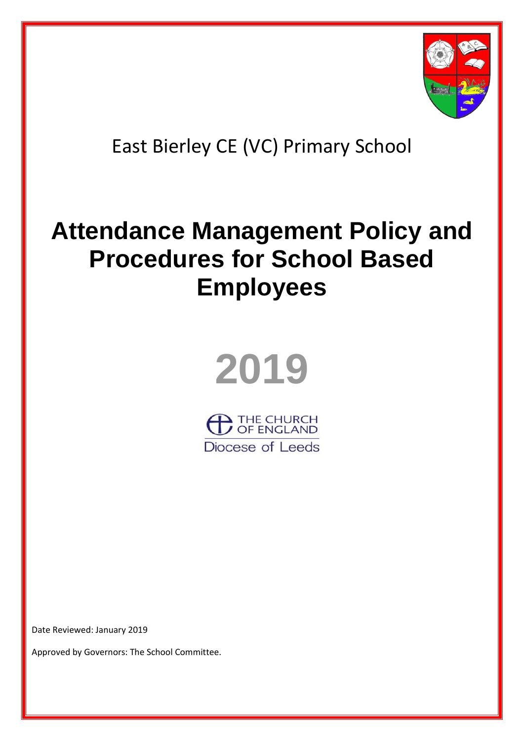East Bierley CE (VC) Primary School

# Attendance Management Policy and Procedures for School Based Employees

# 2019

THE CHURCH OF ENGLAND
Diocese of Leeds

Date Reviewed: January 2019

Approved by Governors: The School Committee.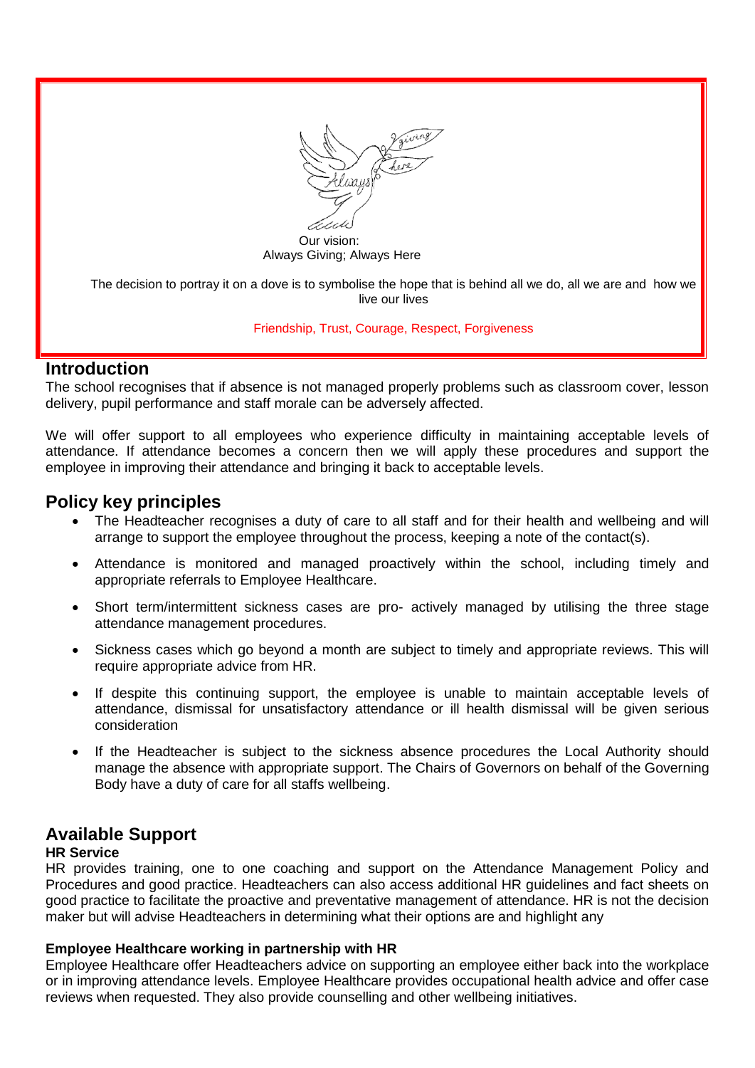Our vision:
Always Giving; Always Here

The decision to portray it on a dove is to symbolise the hope that is behind all we do, all we are and how we live our lives

Friendship, Trust, Courage, Respect, Forgiveness

## Introduction

The school recognises that if absence is not managed properly problems such as classroom cover, lesson delivery, pupil performance and staff morale can be adversely affected.

We will offer support to all employees who experience difficulty in maintaining acceptable levels of attendance. If attendance becomes a concern then we will apply these procedures and support the employee in improving their attendance and bringing it back to acceptable levels.

## Policy key principles

- The Headteacher recognises a duty of care to all staff and for their health and wellbeing and will arrange to support the employee throughout the process, keeping a note of the contact(s).
- Attendance is monitored and managed proactively within the school, including timely and appropriate referrals to Employee Healthcare.
- Short term/intermittent sickness cases are pro- actively managed by utilising the three stage attendance management procedures.
- Sickness cases which go beyond a month are subject to timely and appropriate reviews. This will require appropriate advice from HR.
- If despite this continuing support, the employee is unable to maintain acceptable levels of attendance, dismissal for unsatisfactory attendance or ill health dismissal will be given serious consideration
- If the Headteacher is subject to the sickness absence procedures the Local Authority should manage the absence with appropriate support. The Chairs of Governors on behalf of the Governing Body have a duty of care for all staffs wellbeing.

## Available Support

**HR Service**

HR provides training, one to one coaching and support on the Attendance Management Policy and Procedures and good practice. Headteachers can also access additional HR guidelines and fact sheets on good practice to facilitate the proactive and preventative management of attendance. HR is not the decision maker but will advise Headteachers in determining what their options are and highlight any

**Employee Healthcare working in partnership with HR**

Employee Healthcare offer Headteachers advice on supporting an employee either back into the workplace or in improving attendance levels. Employee Healthcare provides occupational health advice and offer case reviews when requested. They also provide counselling and other wellbeing initiatives.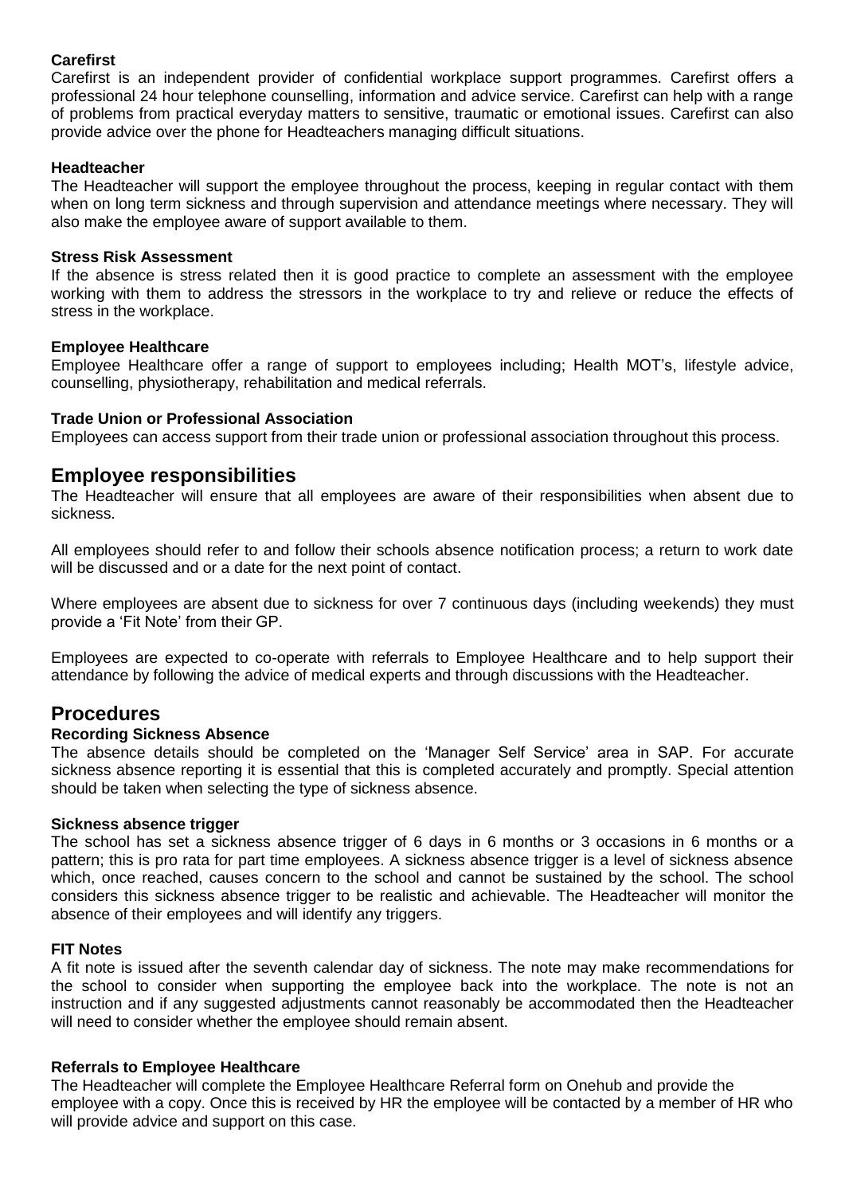**Carefirst**

Carefirst is an independent provider of confidential workplace support programmes. Carefirst offers a professional 24 hour telephone counselling, information and advice service. Carefirst can help with a range of problems from practical everyday matters to sensitive, traumatic or emotional issues. Carefirst can also provide advice over the phone for Headteachers managing difficult situations.

**Headteacher**

The Headteacher will support the employee throughout the process, keeping in regular contact with them when on long term sickness and through supervision and attendance meetings where necessary. They will also make the employee aware of support available to them.

**Stress Risk Assessment**

If the absence is stress related then it is good practice to complete an assessment with the employee working with them to address the stressors in the workplace to try and relieve or reduce the effects of stress in the workplace.

**Employee Healthcare**

Employee Healthcare offer a range of support to employees including; Health MOT's, lifestyle advice, counselling, physiotherapy, rehabilitation and medical referrals.

**Trade Union or Professional Association**

Employees can access support from their trade union or professional association throughout this process.

## Employee responsibilities

The Headteacher will ensure that all employees are aware of their responsibilities when absent due to sickness.

All employees should refer to and follow their schools absence notification process; a return to work date will be discussed and or a date for the next point of contact.

Where employees are absent due to sickness for over 7 continuous days (including weekends) they must provide a 'Fit Note' from their GP.

Employees are expected to co-operate with referrals to Employee Healthcare and to help support their attendance by following the advice of medical experts and through discussions with the Headteacher.

## Procedures

**Recording Sickness Absence**

The absence details should be completed on the 'Manager Self Service' area in SAP. For accurate sickness absence reporting it is essential that this is completed accurately and promptly. Special attention should be taken when selecting the type of sickness absence.

**Sickness absence trigger**

The school has set a sickness absence trigger of 6 days in 6 months or 3 occasions in 6 months or a pattern; this is pro rata for part time employees. A sickness absence trigger is a level of sickness absence which, once reached, causes concern to the school and cannot be sustained by the school. The school considers this sickness absence trigger to be realistic and achievable. The Headteacher will monitor the absence of their employees and will identify any triggers.

**FIT Notes**

A fit note is issued after the seventh calendar day of sickness. The note may make recommendations for the school to consider when supporting the employee back into the workplace. The note is not an instruction and if any suggested adjustments cannot reasonably be accommodated then the Headteacher will need to consider whether the employee should remain absent.

**Referrals to Employee Healthcare**

The Headteacher will complete the Employee Healthcare Referral form on Onehub and provide the employee with a copy. Once this is received by HR the employee will be contacted by a member of HR who will provide advice and support on this case.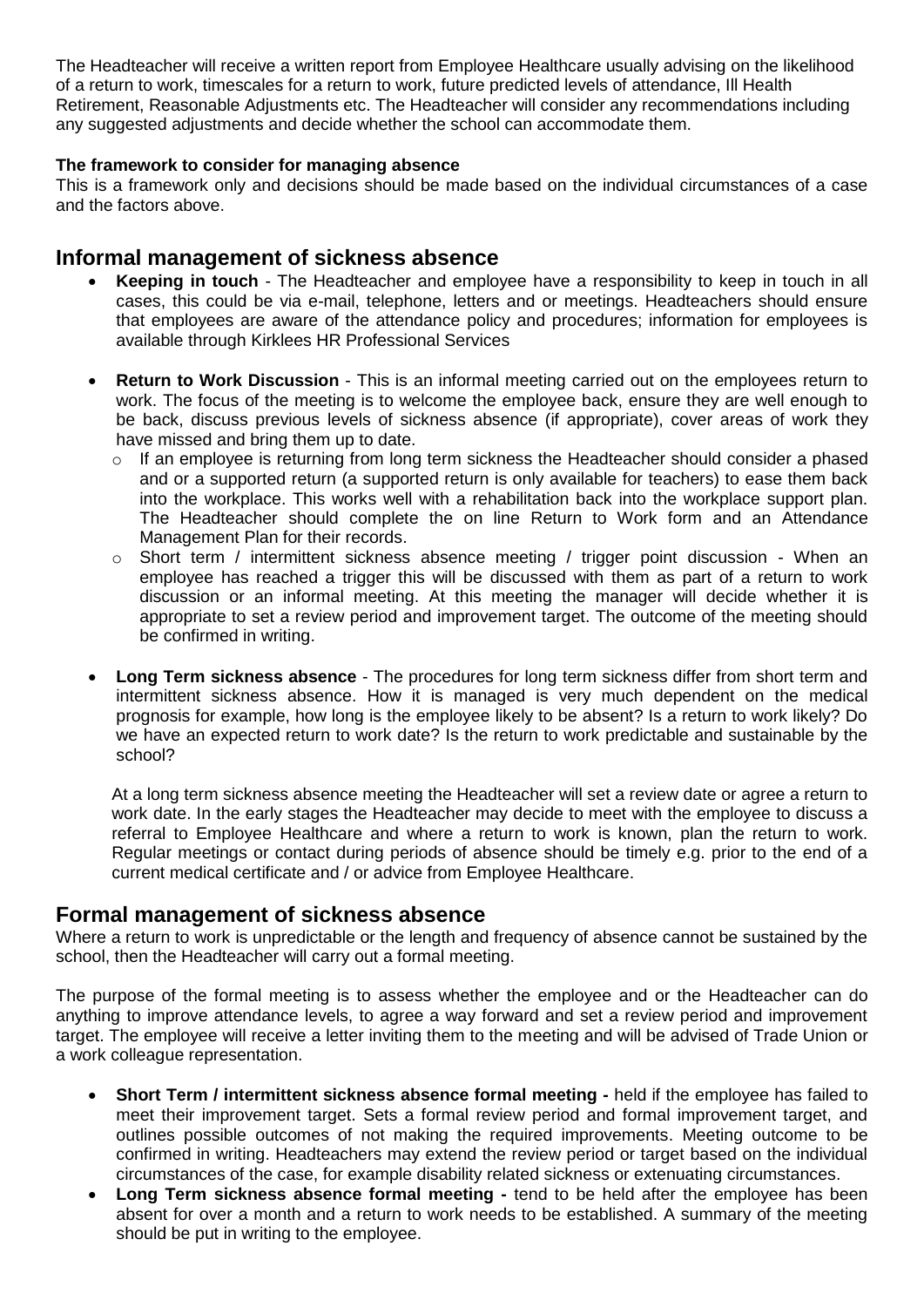The Headteacher will receive a written report from Employee Healthcare usually advising on the likelihood of a return to work, timescales for a return to work, future predicted levels of attendance, Ill Health Retirement, Reasonable Adjustments etc. The Headteacher will consider any recommendations including any suggested adjustments and decide whether the school can accommodate them.

**The framework to consider for managing absence**

This is a framework only and decisions should be made based on the individual circumstances of a case and the factors above.

## Informal management of sickness absence

- **Keeping in touch** - The Headteacher and employee have a responsibility to keep in touch in all cases, this could be via e-mail, telephone, letters and or meetings. Headteachers should ensure that employees are aware of the attendance policy and procedures; information for employees is available through Kirklees HR Professional Services

- **Return to Work Discussion** - This is an informal meeting carried out on the employees return to work. The focus of the meeting is to welcome the employee back, ensure they are well enough to be back, discuss previous levels of sickness absence (if appropriate), cover areas of work they have missed and bring them up to date.
  - If an employee is returning from long term sickness the Headteacher should consider a phased and or a supported return (a supported return is only available for teachers) to ease them back into the workplace. This works well with a rehabilitation back into the workplace support plan. The Headteacher should complete the on line Return to Work form and an Attendance Management Plan for their records.
  - Short term / intermittent sickness absence meeting / trigger point discussion - When an employee has reached a trigger this will be discussed with them as part of a return to work discussion or an informal meeting. At this meeting the manager will decide whether it is appropriate to set a review period and improvement target. The outcome of the meeting should be confirmed in writing.

- **Long Term sickness absence** - The procedures for long term sickness differ from short term and intermittent sickness absence. How it is managed is very much dependent on the medical prognosis for example, how long is the employee likely to be absent? Is a return to work likely? Do we have an expected return to work date? Is the return to work predictable and sustainable by the school?

  At a long term sickness absence meeting the Headteacher will set a review date or agree a return to work date. In the early stages the Headteacher may decide to meet with the employee to discuss a referral to Employee Healthcare and where a return to work is known, plan the return to work. Regular meetings or contact during periods of absence should be timely e.g. prior to the end of a current medical certificate and / or advice from Employee Healthcare.

## Formal management of sickness absence

Where a return to work is unpredictable or the length and frequency of absence cannot be sustained by the school, then the Headteacher will carry out a formal meeting.

The purpose of the formal meeting is to assess whether the employee and or the Headteacher can do anything to improve attendance levels, to agree a way forward and set a review period and improvement target. The employee will receive a letter inviting them to the meeting and will be advised of Trade Union or a work colleague representation.

- **Short Term / intermittent sickness absence formal meeting -** held if the employee has failed to meet their improvement target. Sets a formal review period and formal improvement target, and outlines possible outcomes of not making the required improvements. Meeting outcome to be confirmed in writing. Headteachers may extend the review period or target based on the individual circumstances of the case, for example disability related sickness or extenuating circumstances.
- **Long Term sickness absence formal meeting -** tend to be held after the employee has been absent for over a month and a return to work needs to be established. A summary of the meeting should be put in writing to the employee.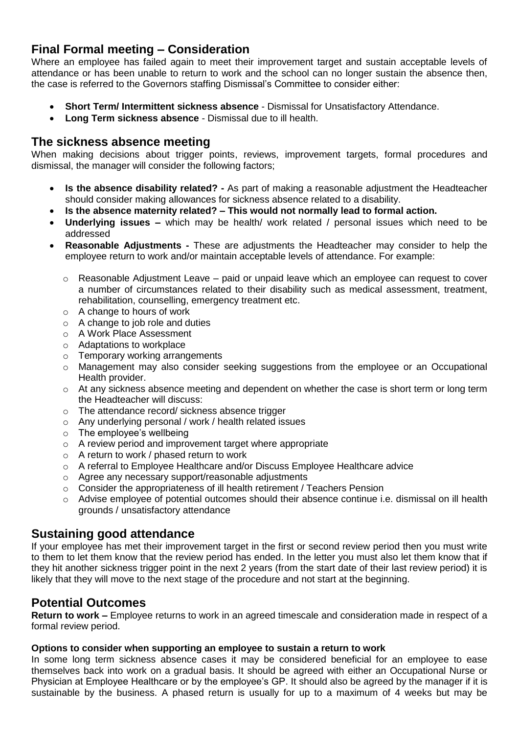## Final Formal meeting – Consideration

Where an employee has failed again to meet their improvement target and sustain acceptable levels of attendance or has been unable to return to work and the school can no longer sustain the absence then, the case is referred to the Governors staffing Dismissal's Committee to consider either:

- **Short Term/ Intermittent sickness absence** - Dismissal for Unsatisfactory Attendance.
- **Long Term sickness absence** - Dismissal due to ill health.

## The sickness absence meeting

When making decisions about trigger points, reviews, improvement targets, formal procedures and dismissal, the manager will consider the following factors;

- **Is the absence disability related? -** As part of making a reasonable adjustment the Headteacher should consider making allowances for sickness absence related to a disability.
- **Is the absence maternity related? – This would not normally lead to formal action.**
- **Underlying issues –** which may be health/ work related / personal issues which need to be addressed
- **Reasonable Adjustments -** These are adjustments the Headteacher may consider to help the employee return to work and/or maintain acceptable levels of attendance. For example:
  - Reasonable Adjustment Leave – paid or unpaid leave which an employee can request to cover a number of circumstances related to their disability such as medical assessment, treatment, rehabilitation, counselling, emergency treatment etc.
  - A change to hours of work
  - A change to job role and duties
  - A Work Place Assessment
  - Adaptations to workplace
  - Temporary working arrangements
  - Management may also consider seeking suggestions from the employee or an Occupational Health provider.
  - At any sickness absence meeting and dependent on whether the case is short term or long term the Headteacher will discuss:
  - The attendance record/ sickness absence trigger
  - Any underlying personal / work / health related issues
  - The employee's wellbeing
  - A review period and improvement target where appropriate
  - A return to work / phased return to work
  - A referral to Employee Healthcare and/or Discuss Employee Healthcare advice
  - Agree any necessary support/reasonable adjustments
  - Consider the appropriateness of ill health retirement / Teachers Pension
  - Advise employee of potential outcomes should their absence continue i.e. dismissal on ill health grounds / unsatisfactory attendance

## Sustaining good attendance

If your employee has met their improvement target in the first or second review period then you must write to them to let them know that the review period has ended. In the letter you must also let them know that if they hit another sickness trigger point in the next 2 years (from the start date of their last review period) it is likely that they will move to the next stage of the procedure and not start at the beginning.

## Potential Outcomes

**Return to work –** Employee returns to work in an agreed timescale and consideration made in respect of a formal review period.

**Options to consider when supporting an employee to sustain a return to work**

In some long term sickness absence cases it may be considered beneficial for an employee to ease themselves back into work on a gradual basis. It should be agreed with either an Occupational Nurse or Physician at Employee Healthcare or by the employee's GP. It should also be agreed by the manager if it is sustainable by the business. A phased return is usually for up to a maximum of 4 weeks but may be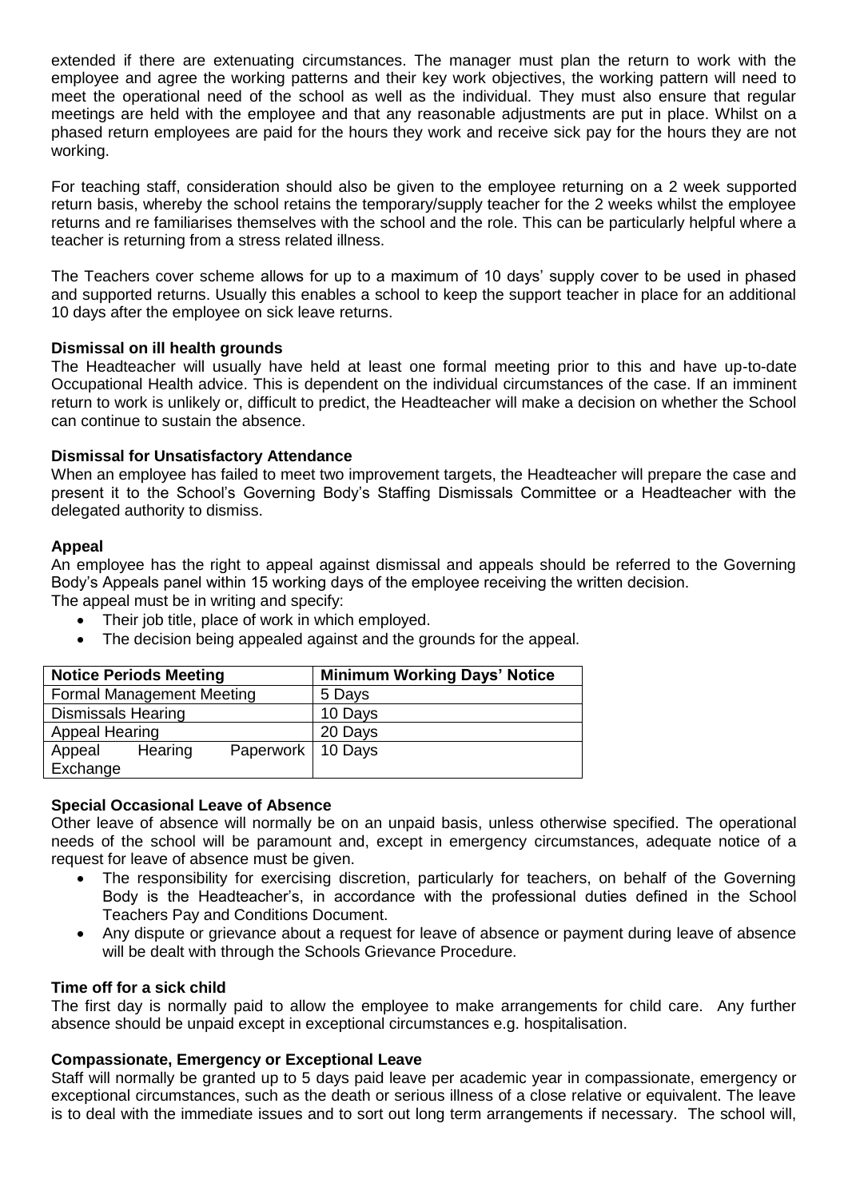extended if there are extenuating circumstances. The manager must plan the return to work with the employee and agree the working patterns and their key work objectives, the working pattern will need to meet the operational need of the school as well as the individual. They must also ensure that regular meetings are held with the employee and that any reasonable adjustments are put in place. Whilst on a phased return employees are paid for the hours they work and receive sick pay for the hours they are not working.

For teaching staff, consideration should also be given to the employee returning on a 2 week supported return basis, whereby the school retains the temporary/supply teacher for the 2 weeks whilst the employee returns and re familiarises themselves with the school and the role. This can be particularly helpful where a teacher is returning from a stress related illness.

The Teachers cover scheme allows for up to a maximum of 10 days' supply cover to be used in phased and supported returns. Usually this enables a school to keep the support teacher in place for an additional 10 days after the employee on sick leave returns.

**Dismissal on ill health grounds**

The Headteacher will usually have held at least one formal meeting prior to this and have up-to-date Occupational Health advice. This is dependent on the individual circumstances of the case. If an imminent return to work is unlikely or, difficult to predict, the Headteacher will make a decision on whether the School can continue to sustain the absence.

**Dismissal for Unsatisfactory Attendance**

When an employee has failed to meet two improvement targets, the Headteacher will prepare the case and present it to the School's Governing Body's Staffing Dismissals Committee or a Headteacher with the delegated authority to dismiss.

**Appeal**

An employee has the right to appeal against dismissal and appeals should be referred to the Governing Body's Appeals panel within 15 working days of the employee receiving the written decision.

The appeal must be in writing and specify:

- Their job title, place of work in which employed.
- The decision being appealed against and the grounds for the appeal.

| Notice Periods Meeting | Minimum Working Days' Notice |
|---|---|
| Formal Management Meeting | 5 Days |
| Dismissals Hearing | 10 Days |
| Appeal Hearing | 20 Days |
| Appeal Hearing Paperwork Exchange | 10 Days |

**Special Occasional Leave of Absence**

Other leave of absence will normally be on an unpaid basis, unless otherwise specified. The operational needs of the school will be paramount and, except in emergency circumstances, adequate notice of a request for leave of absence must be given.

- The responsibility for exercising discretion, particularly for teachers, on behalf of the Governing Body is the Headteacher's, in accordance with the professional duties defined in the School Teachers Pay and Conditions Document.
- Any dispute or grievance about a request for leave of absence or payment during leave of absence will be dealt with through the Schools Grievance Procedure.

**Time off for a sick child**

The first day is normally paid to allow the employee to make arrangements for child care. Any further absence should be unpaid except in exceptional circumstances e.g. hospitalisation.

**Compassionate, Emergency or Exceptional Leave**

Staff will normally be granted up to 5 days paid leave per academic year in compassionate, emergency or exceptional circumstances, such as the death or serious illness of a close relative or equivalent. The leave is to deal with the immediate issues and to sort out long term arrangements if necessary. The school will,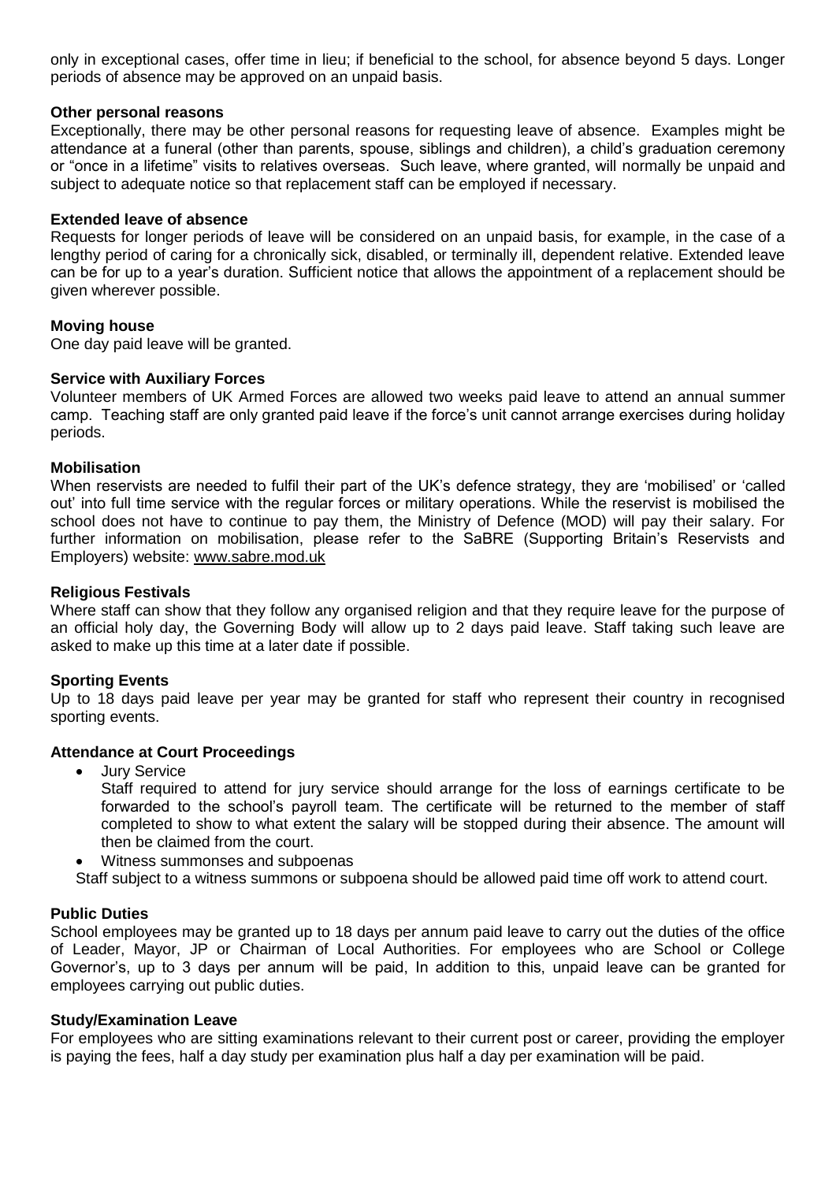only in exceptional cases, offer time in lieu; if beneficial to the school, for absence beyond 5 days. Longer periods of absence may be approved on an unpaid basis.

**Other personal reasons**

Exceptionally, there may be other personal reasons for requesting leave of absence. Examples might be attendance at a funeral (other than parents, spouse, siblings and children), a child's graduation ceremony or "once in a lifetime" visits to relatives overseas. Such leave, where granted, will normally be unpaid and subject to adequate notice so that replacement staff can be employed if necessary.

**Extended leave of absence**

Requests for longer periods of leave will be considered on an unpaid basis, for example, in the case of a lengthy period of caring for a chronically sick, disabled, or terminally ill, dependent relative. Extended leave can be for up to a year's duration. Sufficient notice that allows the appointment of a replacement should be given wherever possible.

**Moving house**

One day paid leave will be granted.

**Service with Auxiliary Forces**

Volunteer members of UK Armed Forces are allowed two weeks paid leave to attend an annual summer camp. Teaching staff are only granted paid leave if the force's unit cannot arrange exercises during holiday periods.

**Mobilisation**

When reservists are needed to fulfil their part of the UK's defence strategy, they are 'mobilised' or 'called out' into full time service with the regular forces or military operations. While the reservist is mobilised the school does not have to continue to pay them, the Ministry of Defence (MOD) will pay their salary. For further information on mobilisation, please refer to the SaBRE (Supporting Britain's Reservists and Employers) website: www.sabre.mod.uk

**Religious Festivals**

Where staff can show that they follow any organised religion and that they require leave for the purpose of an official holy day, the Governing Body will allow up to 2 days paid leave. Staff taking such leave are asked to make up this time at a later date if possible.

**Sporting Events**

Up to 18 days paid leave per year may be granted for staff who represent their country in recognised sporting events.

**Attendance at Court Proceedings**

- Jury Service
  Staff required to attend for jury service should arrange for the loss of earnings certificate to be forwarded to the school's payroll team. The certificate will be returned to the member of staff completed to show to what extent the salary will be stopped during their absence. The amount will then be claimed from the court.
- Witness summonses and subpoenas

Staff subject to a witness summons or subpoena should be allowed paid time off work to attend court.

**Public Duties**

School employees may be granted up to 18 days per annum paid leave to carry out the duties of the office of Leader, Mayor, JP or Chairman of Local Authorities. For employees who are School or College Governor's, up to 3 days per annum will be paid, In addition to this, unpaid leave can be granted for employees carrying out public duties.

**Study/Examination Leave**

For employees who are sitting examinations relevant to their current post or career, providing the employer is paying the fees, half a day study per examination plus half a day per examination will be paid.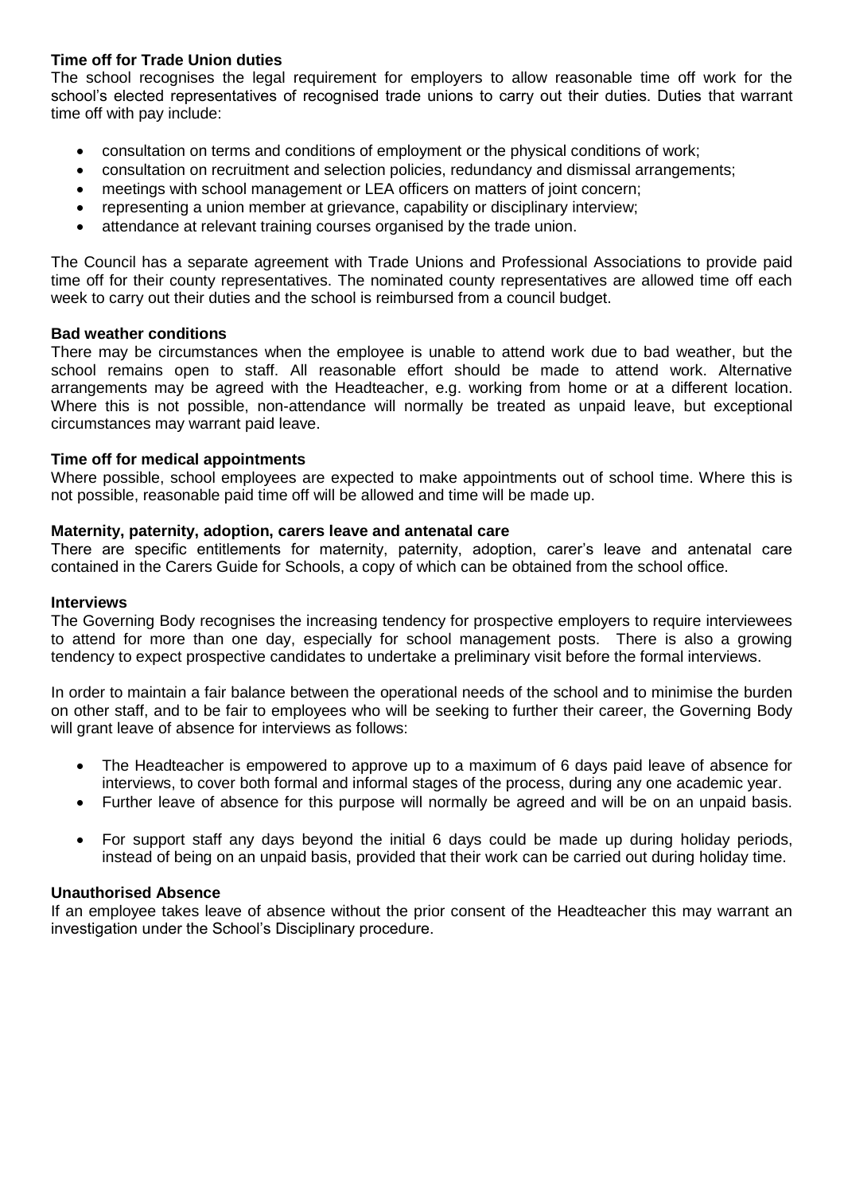**Time off for Trade Union duties**

The school recognises the legal requirement for employers to allow reasonable time off work for the school's elected representatives of recognised trade unions to carry out their duties. Duties that warrant time off with pay include:

- consultation on terms and conditions of employment or the physical conditions of work;
- consultation on recruitment and selection policies, redundancy and dismissal arrangements;
- meetings with school management or LEA officers on matters of joint concern;
- representing a union member at grievance, capability or disciplinary interview;
- attendance at relevant training courses organised by the trade union.

The Council has a separate agreement with Trade Unions and Professional Associations to provide paid time off for their county representatives. The nominated county representatives are allowed time off each week to carry out their duties and the school is reimbursed from a council budget.

**Bad weather conditions**

There may be circumstances when the employee is unable to attend work due to bad weather, but the school remains open to staff. All reasonable effort should be made to attend work. Alternative arrangements may be agreed with the Headteacher, e.g. working from home or at a different location. Where this is not possible, non-attendance will normally be treated as unpaid leave, but exceptional circumstances may warrant paid leave.

**Time off for medical appointments**

Where possible, school employees are expected to make appointments out of school time. Where this is not possible, reasonable paid time off will be allowed and time will be made up.

**Maternity, paternity, adoption, carers leave and antenatal care**

There are specific entitlements for maternity, paternity, adoption, carer's leave and antenatal care contained in the Carers Guide for Schools, a copy of which can be obtained from the school office.

**Interviews**

The Governing Body recognises the increasing tendency for prospective employers to require interviewees to attend for more than one day, especially for school management posts. There is also a growing tendency to expect prospective candidates to undertake a preliminary visit before the formal interviews.

In order to maintain a fair balance between the operational needs of the school and to minimise the burden on other staff, and to be fair to employees who will be seeking to further their career, the Governing Body will grant leave of absence for interviews as follows:

- The Headteacher is empowered to approve up to a maximum of 6 days paid leave of absence for interviews, to cover both formal and informal stages of the process, during any one academic year.
- Further leave of absence for this purpose will normally be agreed and will be on an unpaid basis.
- For support staff any days beyond the initial 6 days could be made up during holiday periods, instead of being on an unpaid basis, provided that their work can be carried out during holiday time.

**Unauthorised Absence**

If an employee takes leave of absence without the prior consent of the Headteacher this may warrant an investigation under the School's Disciplinary procedure.